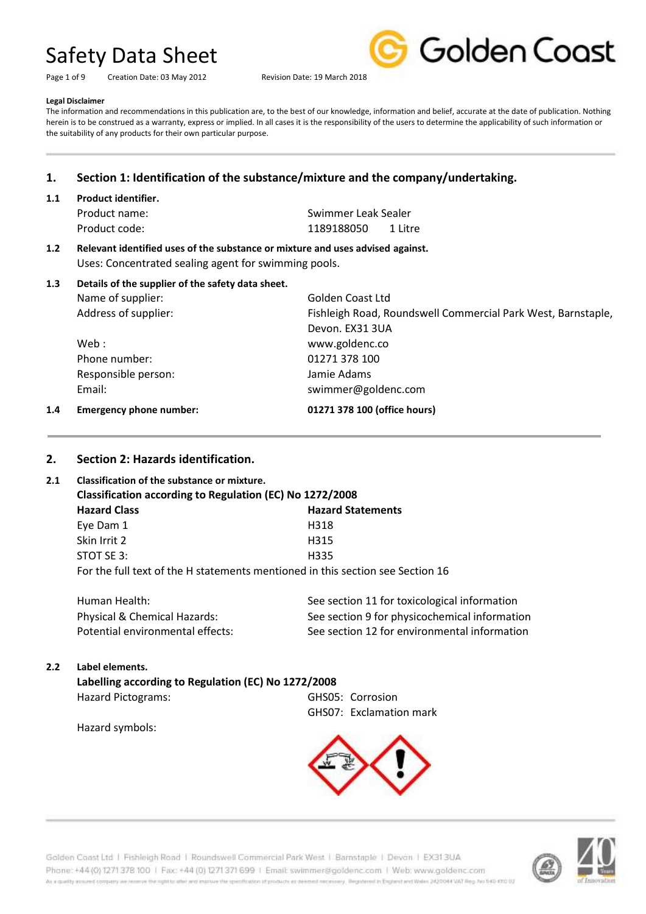# Safety Data Sheet

Creation Date: 03 May 2012 | Revision Date: 19 March 2018

**Legal Disclaimer**

The information and recommendations in this publication are, to the best of our knowledge, information and belief, accurate at the date of publication. Nothing herein is to be construed as a warranty, express or implied. In all cases it is the responsibility of the users to determine the applicability of such information or the suitability of any products for their own particular purpose.

## 1. Section 1: Identification of the substance/mixture and the company/undertaking.

### 1.1 Product identifier.

| | |
|---|---|
| Product name: | Swimmer Leak Sealer |
| Product code: | 1189188050 1 Litre |

### 1.2 Relevant identified uses of the substance or mixture and uses advised against.

Uses: Concentrated sealing agent for swimming pools.

### 1.3 Details of the supplier of the safety data sheet.

| | |
|---|---|
| Name of supplier: | Golden Coast Ltd |
| Address of supplier: | Fishleigh Road, Roundswell Commercial Park West, Barnstaple, Devon. EX31 3UA |
| Web : | www.goldenc.co |
| Phone number: | 01271 378 100 |
| Responsible person: | Jamie Adams |
| Email: | swimmer@goldenc.com |

### 1.4 Emergency phone number: **01271 378 100 (office hours)**

## 2. Section 2: Hazards identification.

### 2.1 Classification of the substance or mixture.

**Classification according to Regulation (EC) No 1272/2008**

| **Hazard Class** | **Hazard Statements** |
|---|---|
| Eye Dam 1 | H318 |
| Skin Irrit 2 | H315 |
| STOT SE 3: | H335 |

For the full text of the H statements mentioned in this section see Section 16

| | |
|---|---|
| Human Health: | See section 11 for toxicological information |
| Physical & Chemical Hazards: | See section 9 for physicochemical information |
| Potential environmental effects: | See section 12 for environmental information |

### 2.2 Label elements.

**Labelling according to Regulation (EC) No 1272/2008**

| | |
|---|---|
| Hazard Pictograms: | GHS05: Corrosion<br>GHS07: Exclamation mark |
| Hazard symbols: | |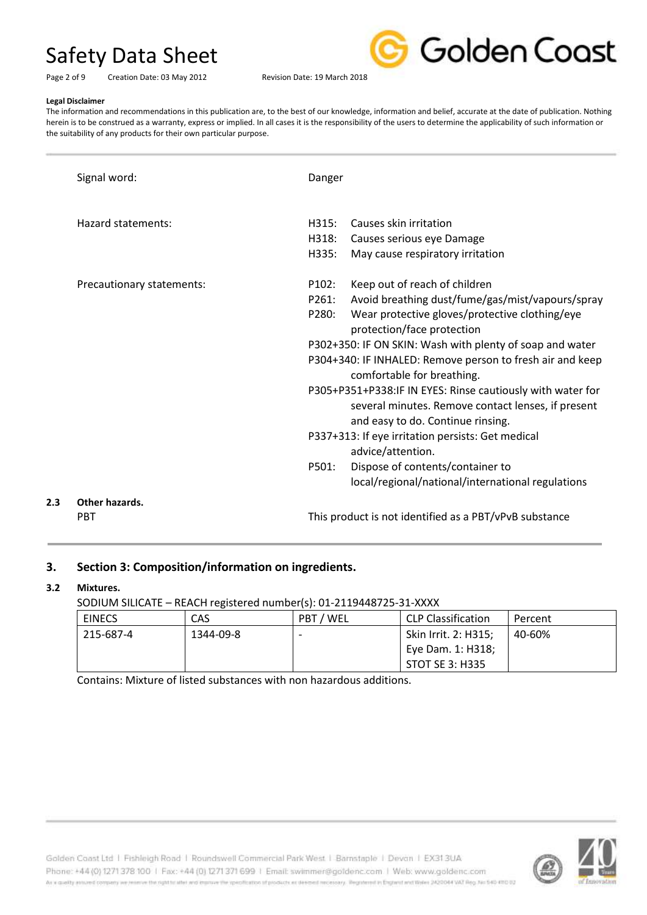**Legal Disclaimer**

The information and recommendations in this publication are, to the best of our knowledge, information and belief, accurate at the date of publication. Nothing herein is to be construed as a warranty, express or implied. In all cases it is the responsibility of the users to determine the applicability of such information or the suitability of any products for their own particular purpose.

Signal word: Danger

Hazard statements:

- H315: Causes skin irritation
- H318: Causes serious eye Damage
- H335: May cause respiratory irritation

Precautionary statements:

- P102: Keep out of reach of children
- P261: Avoid breathing dust/fume/gas/mist/vapours/spray
- P280: Wear protective gloves/protective clothing/eye protection/face protection
- P302+350: IF ON SKIN: Wash with plenty of soap and water
- P304+340: IF INHALED: Remove person to fresh air and keep comfortable for breathing.
- P305+P351+P338:IF IN EYES: Rinse cautiously with water for several minutes. Remove contact lenses, if present and easy to do. Continue rinsing.
- P337+313: If eye irritation persists: Get medical advice/attention.
- P501: Dispose of contents/container to local/regional/national/international regulations

**2.3 Other hazards.**

PBT: This product is not identified as a PBT/vPvB substance

## 3. Section 3: Composition/information on ingredients.

**3.2 Mixtures.**

SODIUM SILICATE – REACH registered number(s): 01-2119448725-31-XXXX

| EINECS | CAS | PBT / WEL | CLP Classification | Percent |
|---|---|---|---|---|
| 215-687-4 | 1344-09-8 | - | Skin Irrit. 2: H315; Eye Dam. 1: H318; STOT SE 3: H335 | 40-60% |

Contains: Mixture of listed substances with non hazardous additions.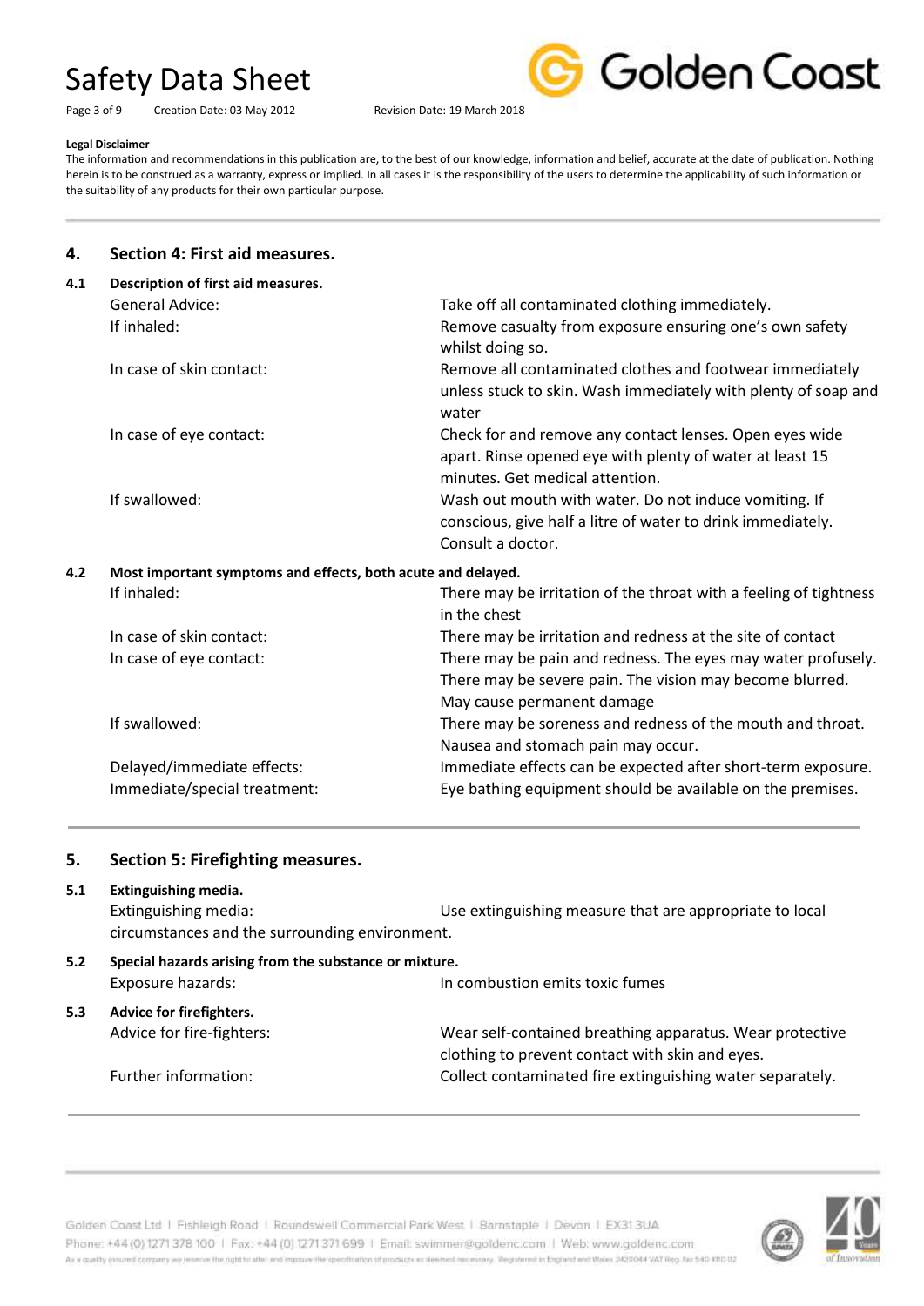**Legal Disclaimer**

The information and recommendations in this publication are, to the best of our knowledge, information and belief, accurate at the date of publication. Nothing herein is to be construed as a warranty, express or implied. In all cases it is the responsibility of the users to determine the applicability of such information or the suitability of any products for their own particular purpose.

## 4. Section 4: First aid measures.

### 4.1 Description of first aid measures.

| | |
|---|---|
| General Advice: | Take off all contaminated clothing immediately. |
| If inhaled: | Remove casualty from exposure ensuring one's own safety whilst doing so. |
| In case of skin contact: | Remove all contaminated clothes and footwear immediately unless stuck to skin. Wash immediately with plenty of soap and water |
| In case of eye contact: | Check for and remove any contact lenses. Open eyes wide apart. Rinse opened eye with plenty of water at least 15 minutes. Get medical attention. |
| If swallowed: | Wash out mouth with water. Do not induce vomiting. If conscious, give half a litre of water to drink immediately. Consult a doctor. |

### 4.2 Most important symptoms and effects, both acute and delayed.

| | |
|---|---|
| If inhaled: | There may be irritation of the throat with a feeling of tightness in the chest |
| In case of skin contact: | There may be irritation and redness at the site of contact |
| In case of eye contact: | There may be pain and redness. The eyes may water profusely. There may be severe pain. The vision may become blurred. May cause permanent damage |
| If swallowed: | There may be soreness and redness of the mouth and throat. Nausea and stomach pain may occur. |
| Delayed/immediate effects: | Immediate effects can be expected after short-term exposure. |
| Immediate/special treatment: | Eye bathing equipment should be available on the premises. |

## 5. Section 5: Firefighting measures.

### 5.1 Extinguishing media.

Extinguishing media: Use extinguishing measure that are appropriate to local circumstances and the surrounding environment.

### 5.2 Special hazards arising from the substance or mixture.

| | |
|---|---|
| Exposure hazards: | In combustion emits toxic fumes |

### 5.3 Advice for firefighters.

| | |
|---|---|
| Advice for fire-fighters: | Wear self-contained breathing apparatus. Wear protective clothing to prevent contact with skin and eyes. |
| Further information: | Collect contaminated fire extinguishing water separately. |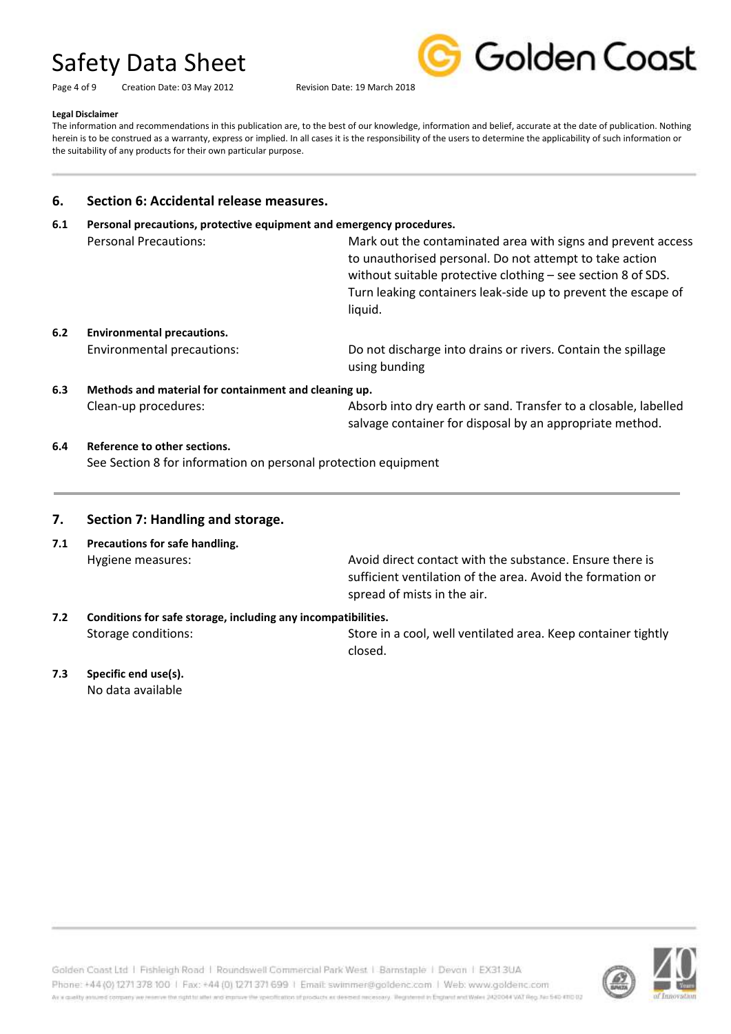**Legal Disclaimer**

The information and recommendations in this publication are, to the best of our knowledge, information and belief, accurate at the date of publication. Nothing herein is to be construed as a warranty, express or implied. In all cases it is the responsibility of the users to determine the applicability of such information or the suitability of any products for their own particular purpose.

## 6. Section 6: Accidental release measures.

### 6.1 Personal precautions, protective equipment and emergency procedures.

| | |
|---|---|
| Personal Precautions: | Mark out the contaminated area with signs and prevent access to unauthorised personal. Do not attempt to take action without suitable protective clothing – see section 8 of SDS. Turn leaking containers leak-side up to prevent the escape of liquid. |

### 6.2 Environmental precautions.

| | |
|---|---|
| Environmental precautions: | Do not discharge into drains or rivers. Contain the spillage using bunding |

### 6.3 Methods and material for containment and cleaning up.

| | |
|---|---|
| Clean-up procedures: | Absorb into dry earth or sand. Transfer to a closable, labelled salvage container for disposal by an appropriate method. |

### 6.4 Reference to other sections.

See Section 8 for information on personal protection equipment

## 7. Section 7: Handling and storage.

### 7.1 Precautions for safe handling.

| | |
|---|---|
| Hygiene measures: | Avoid direct contact with the substance. Ensure there is sufficient ventilation of the area. Avoid the formation or spread of mists in the air. |

### 7.2 Conditions for safe storage, including any incompatibilities.

| | |
|---|---|
| Storage conditions: | Store in a cool, well ventilated area. Keep container tightly closed. |

### 7.3 Specific end use(s).

No data available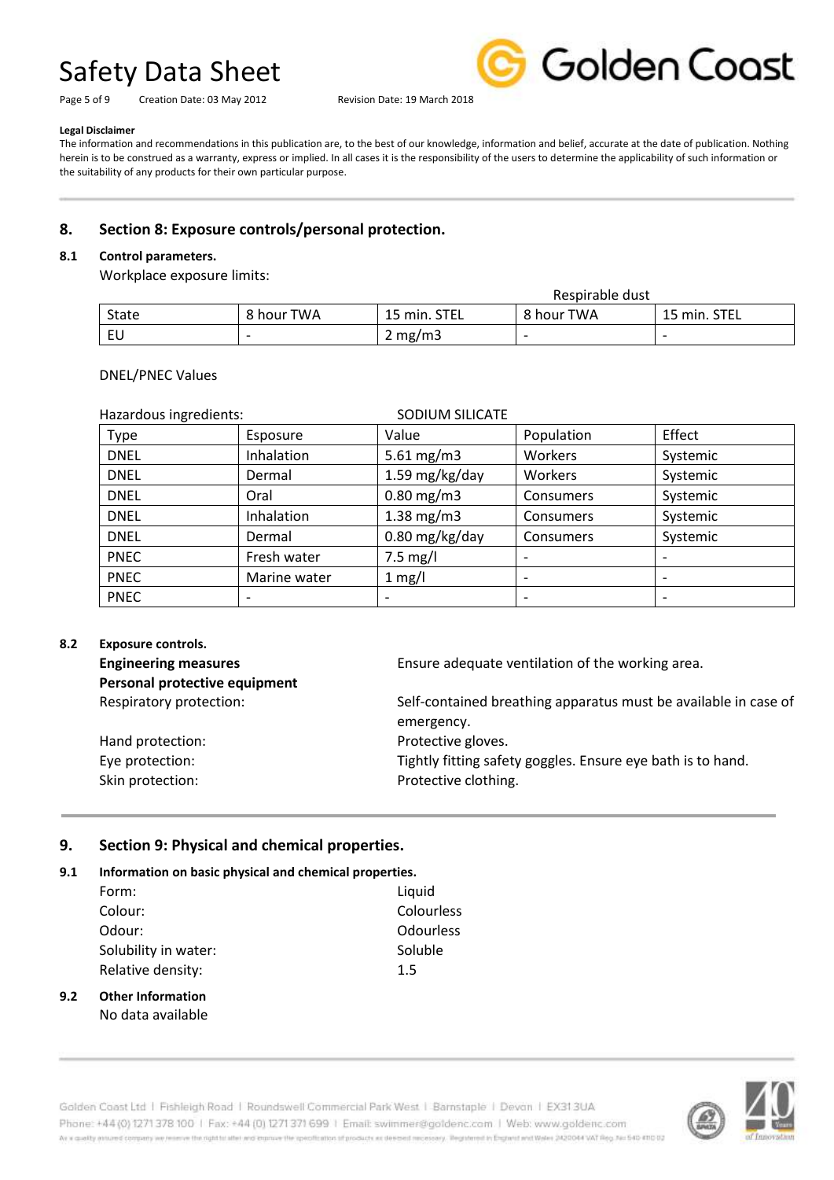**Legal Disclaimer**

The information and recommendations in this publication are, to the best of our knowledge, information and belief, accurate at the date of publication. Nothing herein is to be construed as a warranty, express or implied. In all cases it is the responsibility of the users to determine the applicability of such information or the suitability of any products for their own particular purpose.

## 8. Section 8: Exposure controls/personal protection.

### 8.1 Control parameters.

Workplace exposure limits:

| | | | Respirable dust | |
|---|---|---|---|---|
| State | 8 hour TWA | 15 min. STEL | 8 hour TWA | 15 min. STEL |
| EU | - | 2 mg/m3 | - | - |

DNEL/PNEC Values

Hazardous ingredients: SODIUM SILICATE

| Type | Esposure | Value | Population | Effect |
|---|---|---|---|---|
| DNEL | Inhalation | 5.61 mg/m3 | Workers | Systemic |
| DNEL | Dermal | 1.59 mg/kg/day | Workers | Systemic |
| DNEL | Oral | 0.80 mg/m3 | Consumers | Systemic |
| DNEL | Inhalation | 1.38 mg/m3 | Consumers | Systemic |
| DNEL | Dermal | 0.80 mg/kg/day | Consumers | Systemic |
| PNEC | Fresh water | 7.5 mg/l | - | - |
| PNEC | Marine water | 1 mg/l | - | - |
| PNEC | - | - | - | - |

### 8.2 Exposure controls.

**Engineering measures** Ensure adequate ventilation of the working area.

**Personal protective equipment**

Respiratory protection: Self-contained breathing apparatus must be available in case of emergency.

Hand protection: Protective gloves.

Eye protection: Tightly fitting safety goggles. Ensure eye bath is to hand.

Skin protection: Protective clothing.

## 9. Section 9: Physical and chemical properties.

### 9.1 Information on basic physical and chemical properties.

Form: Liquid

Colour: Colourless

Odour: Odourless

Solubility in water: Soluble

Relative density: 1.5

### 9.2 Other Information

No data available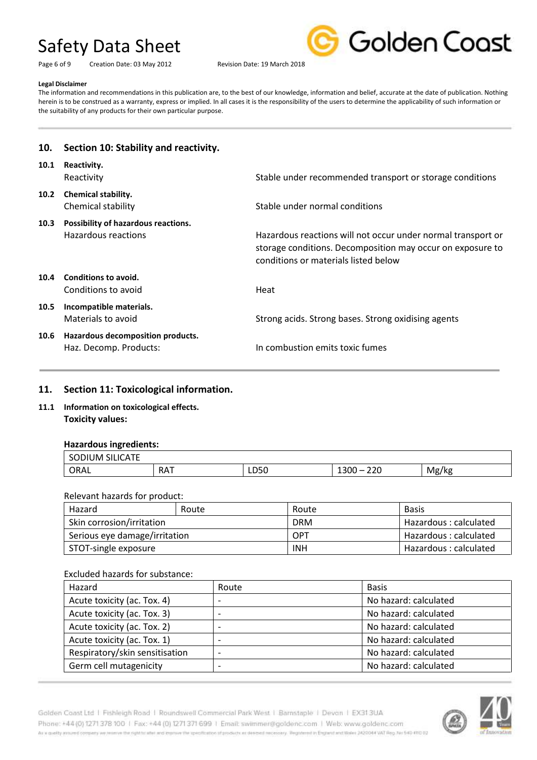**Legal Disclaimer**

The information and recommendations in this publication are, to the best of our knowledge, information and belief, accurate at the date of publication. Nothing herein is to be construed as a warranty, express or implied. In all cases it is the responsibility of the users to determine the applicability of such information or the suitability of any products for their own particular purpose.

## 10. Section 10: Stability and reactivity.

**10.1 Reactivity.**

| | |
|---|---|
| Reactivity | Stable under recommended transport or storage conditions |

**10.2 Chemical stability.**

| | |
|---|---|
| Chemical stability | Stable under normal conditions |

**10.3 Possibility of hazardous reactions.**

| | |
|---|---|
| Hazardous reactions | Hazardous reactions will not occur under normal transport or storage conditions. Decomposition may occur on exposure to conditions or materials listed below |

**10.4 Conditions to avoid.**

| | |
|---|---|
| Conditions to avoid | Heat |

**10.5 Incompatible materials.**

| | |
|---|---|
| Materials to avoid | Strong acids. Strong bases. Strong oxidising agents |

**10.6 Hazardous decomposition products.**

| | |
|---|---|
| Haz. Decomp. Products: | In combustion emits toxic fumes |

## 11. Section 11: Toxicological information.

**11.1 Information on toxicological effects.**

**Toxicity values:**

**Hazardous ingredients:**

| SODIUM SILICATE | | | | |
|---|---|---|---|---|
| ORAL | RAT | LD50 | 1300 – 220 | Mg/kg |

Relevant hazards for product:

| Hazard | Route | Route | Basis |
|---|---|---|---|
| Skin corrosion/irritation | | DRM | Hazardous : calculated |
| Serious eye damage/irritation | | OPT | Hazardous : calculated |
| STOT-single exposure | | INH | Hazardous : calculated |

Excluded hazards for substance:

| Hazard | Route | Basis |
|---|---|---|
| Acute toxicity (ac. Tox. 4) | - | No hazard: calculated |
| Acute toxicity (ac. Tox. 3) | - | No hazard: calculated |
| Acute toxicity (ac. Tox. 2) | - | No hazard: calculated |
| Acute toxicity (ac. Tox. 1) | - | No hazard: calculated |
| Respiratory/skin sensitisation | - | No hazard: calculated |
| Germ cell mutagenicity | - | No hazard: calculated |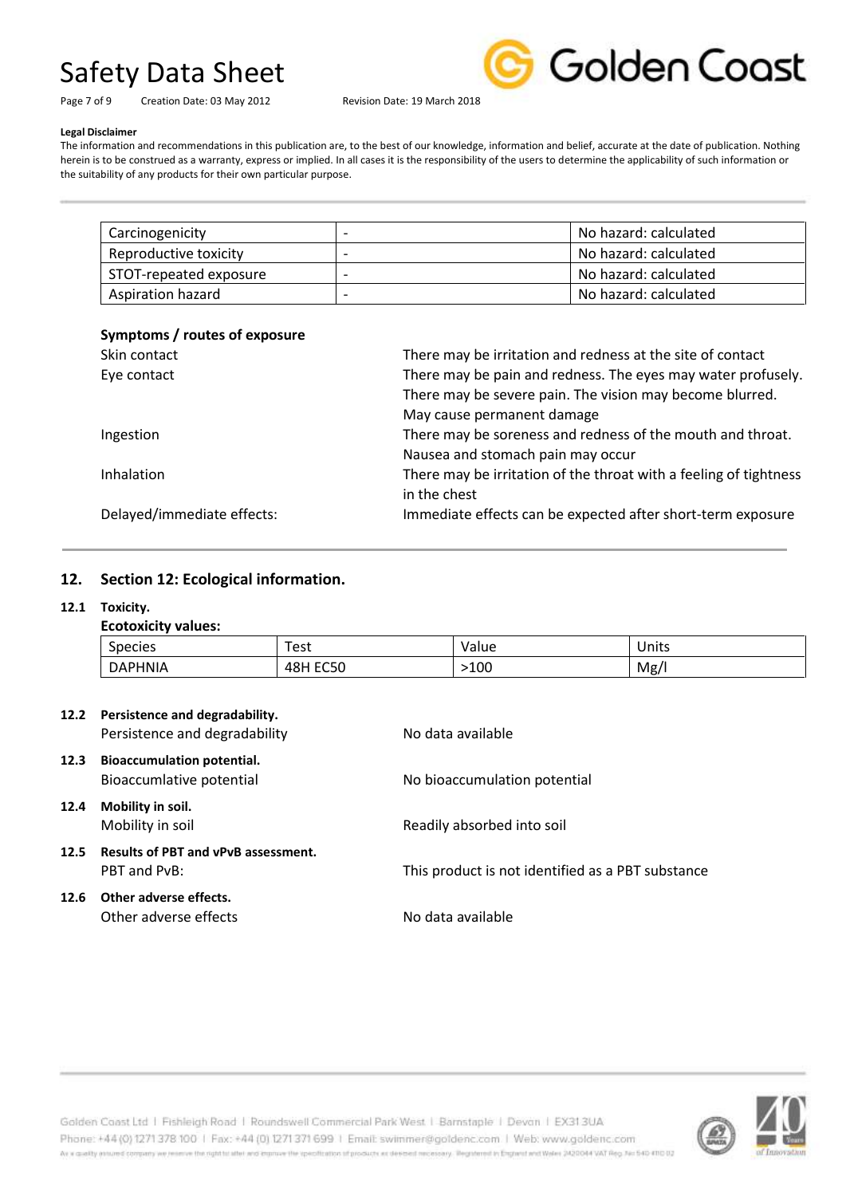**Legal Disclaimer**

The information and recommendations in this publication are, to the best of our knowledge, information and belief, accurate at the date of publication. Nothing herein is to be construed as a warranty, express or implied. In all cases it is the responsibility of the users to determine the applicability of such information or the suitability of any products for their own particular purpose.

| | | |
|---|---|---|
| Carcinogenicity | - | No hazard: calculated |
| Reproductive toxicity | - | No hazard: calculated |
| STOT-repeated exposure | - | No hazard: calculated |
| Aspiration hazard | - | No hazard: calculated |

**Symptoms / routes of exposure**

| | |
|---|---|
| Skin contact | There may be irritation and redness at the site of contact |
| Eye contact | There may be pain and redness. The eyes may water profusely. There may be severe pain. The vision may become blurred. May cause permanent damage |
| Ingestion | There may be soreness and redness of the mouth and throat. Nausea and stomach pain may occur |
| Inhalation | There may be irritation of the throat with a feeling of tightness in the chest |
| Delayed/immediate effects: | Immediate effects can be expected after short-term exposure |

## 12. Section 12: Ecological information.

### 12.1 Toxicity.

**Ecotoxicity values:**

| Species | Test | Value | Units |
|---|---|---|---|
| DAPHNIA | 48H EC50 | >100 | Mg/l |

### 12.2 Persistence and degradability.

Persistence and degradability — No data available

### 12.3 Bioaccumulation potential.

Bioaccumlative potential — No bioaccumulation potential

### 12.4 Mobility in soil.

Mobility in soil — Readily absorbed into soil

### 12.5 Results of PBT and vPvB assessment.

PBT and PvB: — This product is not identified as a PBT substance

### 12.6 Other adverse effects.

Other adverse effects — No data available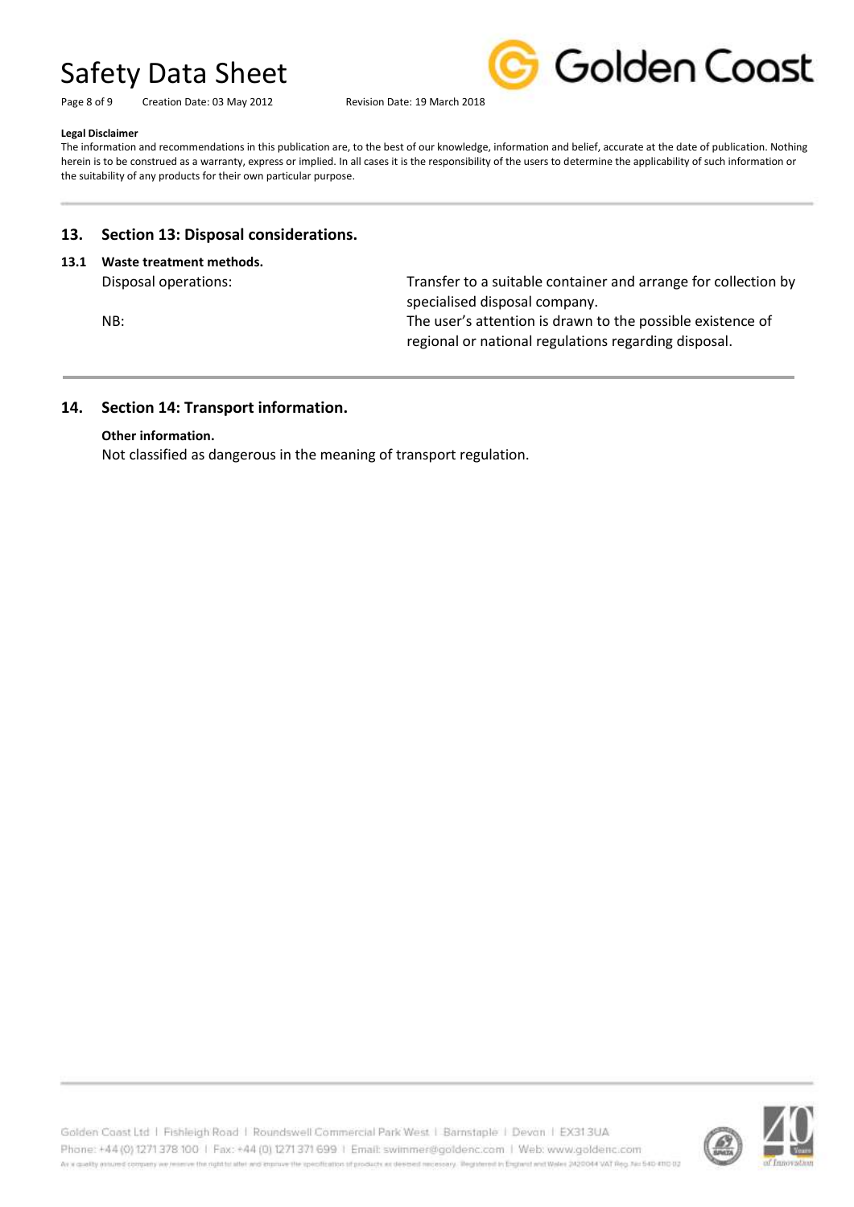**Legal Disclaimer**

The information and recommendations in this publication are, to the best of our knowledge, information and belief, accurate at the date of publication. Nothing herein is to be construed as a warranty, express or implied. In all cases it is the responsibility of the users to determine the applicability of such information or the suitability of any products for their own particular purpose.

## 13. Section 13: Disposal considerations.

### 13.1 Waste treatment methods.

| | |
|---|---|
| Disposal operations: | Transfer to a suitable container and arrange for collection by specialised disposal company. |
| NB: | The user's attention is drawn to the possible existence of regional or national regulations regarding disposal. |

## 14. Section 14: Transport information.

**Other information.**

Not classified as dangerous in the meaning of transport regulation.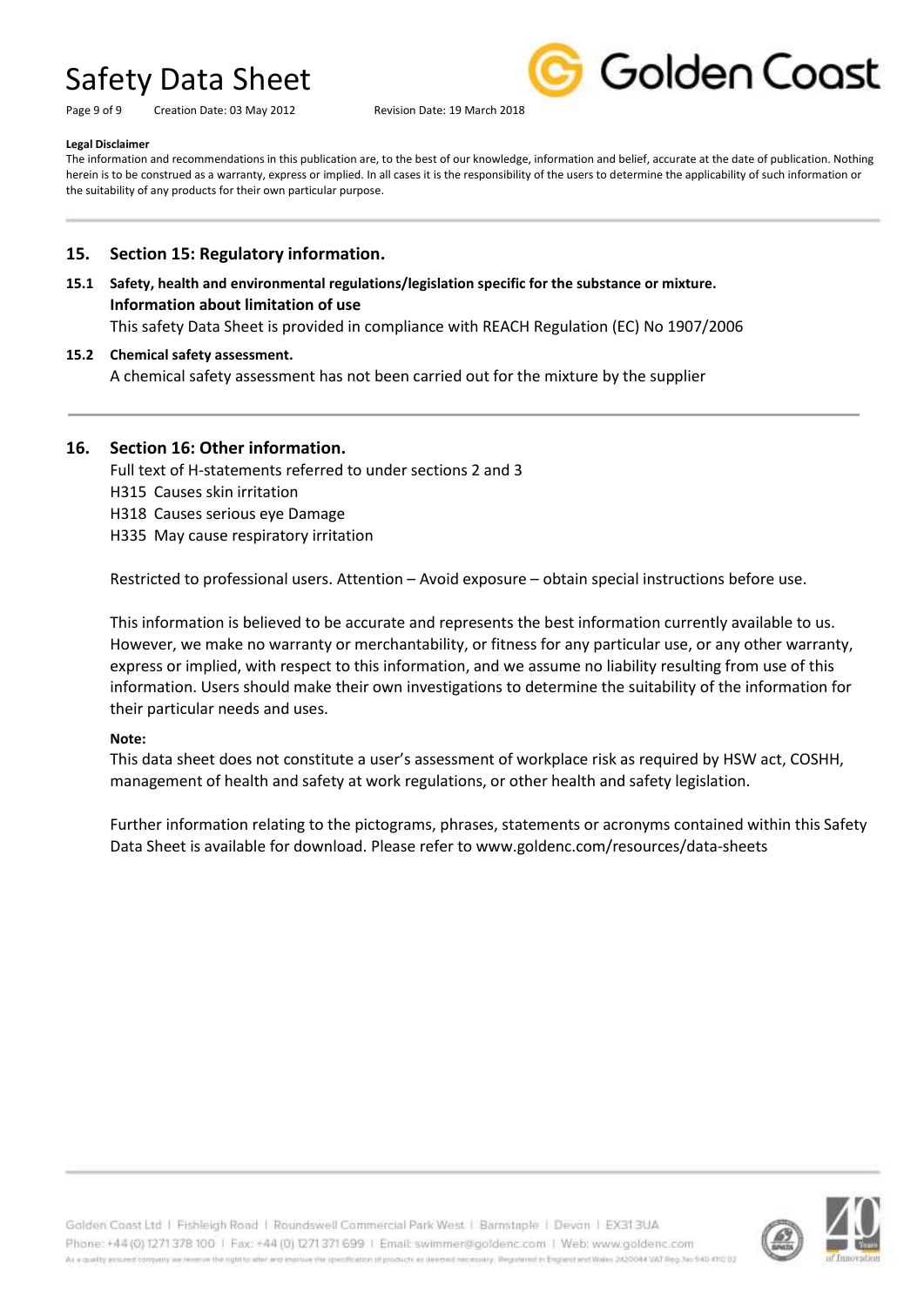**Legal Disclaimer**

The information and recommendations in this publication are, to the best of our knowledge, information and belief, accurate at the date of publication. Nothing herein is to be construed as a warranty, express or implied. In all cases it is the responsibility of the users to determine the applicability of such information or the suitability of any products for their own particular purpose.

## 15. Section 15: Regulatory information.

**15.1 Safety, health and environmental regulations/legislation specific for the substance or mixture.**

**Information about limitation of use**

This safety Data Sheet is provided in compliance with REACH Regulation (EC) No 1907/2006

**15.2 Chemical safety assessment.**

A chemical safety assessment has not been carried out for the mixture by the supplier

## 16. Section 16: Other information.

Full text of H-statements referred to under sections 2 and 3

H315 Causes skin irritation

H318 Causes serious eye Damage

H335 May cause respiratory irritation

Restricted to professional users. Attention – Avoid exposure – obtain special instructions before use.

This information is believed to be accurate and represents the best information currently available to us. However, we make no warranty or merchantability, or fitness for any particular use, or any other warranty, express or implied, with respect to this information, and we assume no liability resulting from use of this information. Users should make their own investigations to determine the suitability of the information for their particular needs and uses.

**Note:**

This data sheet does not constitute a user's assessment of workplace risk as required by HSW act, COSHH, management of health and safety at work regulations, or other health and safety legislation.

Further information relating to the pictograms, phrases, statements or acronyms contained within this Safety Data Sheet is available for download. Please refer to www.goldenc.com/resources/data-sheets